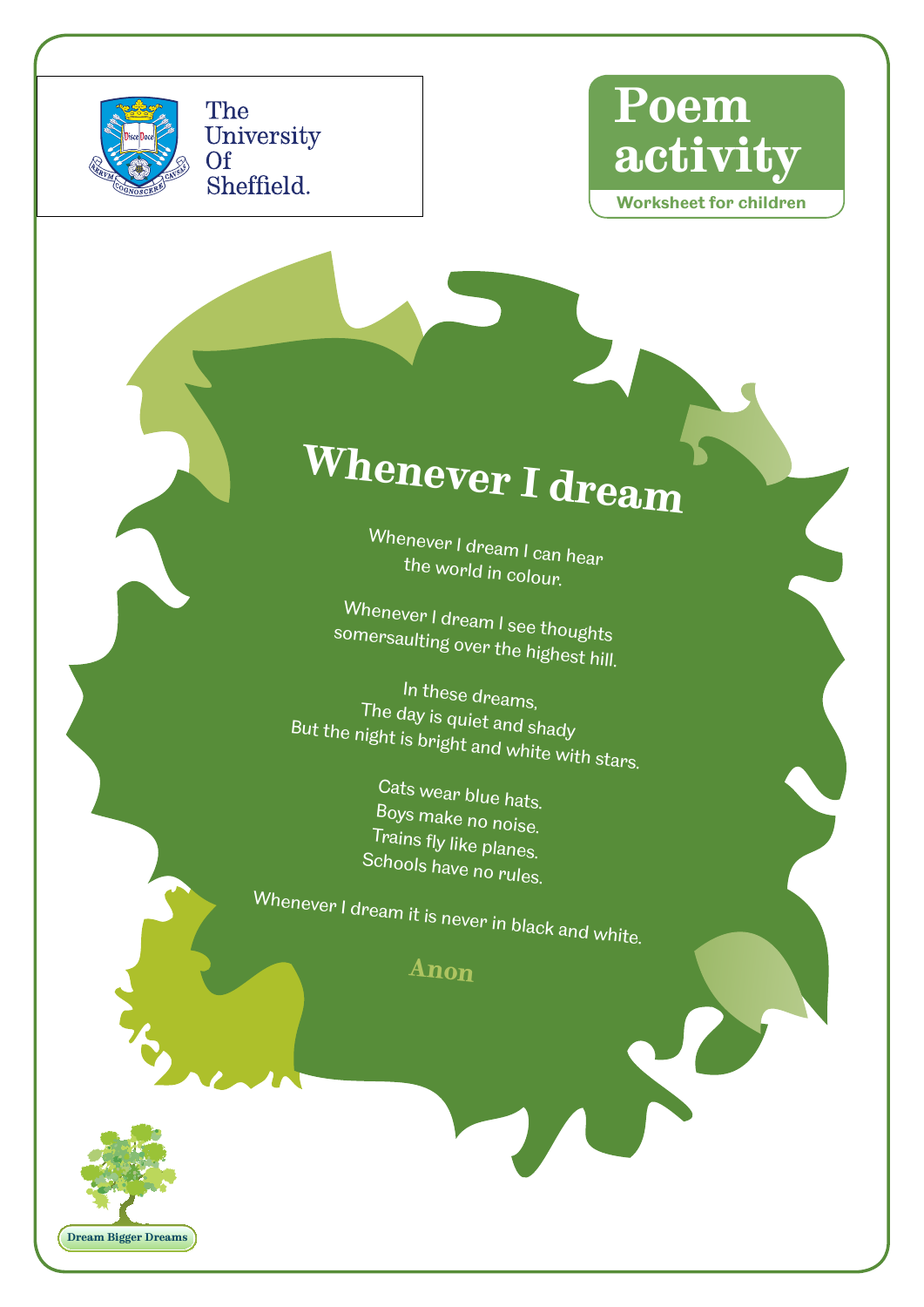The University Of Sheffield.

# Poem activity

**Worksheet for children**

## Whenever I dream

Whenever I dream I can hear
the world in colour.

Whenever I dream I see thoughts
somersaulting over the highest hill.

In these dreams,
The day is quiet and shady
But the night is bright and white with stars.

Cats wear blue hats.
Boys make no noise.
Trains fly like planes.
Schools have no rules.

Whenever I dream it is never in black and white.

**Anon**

Dream Bigger Dreams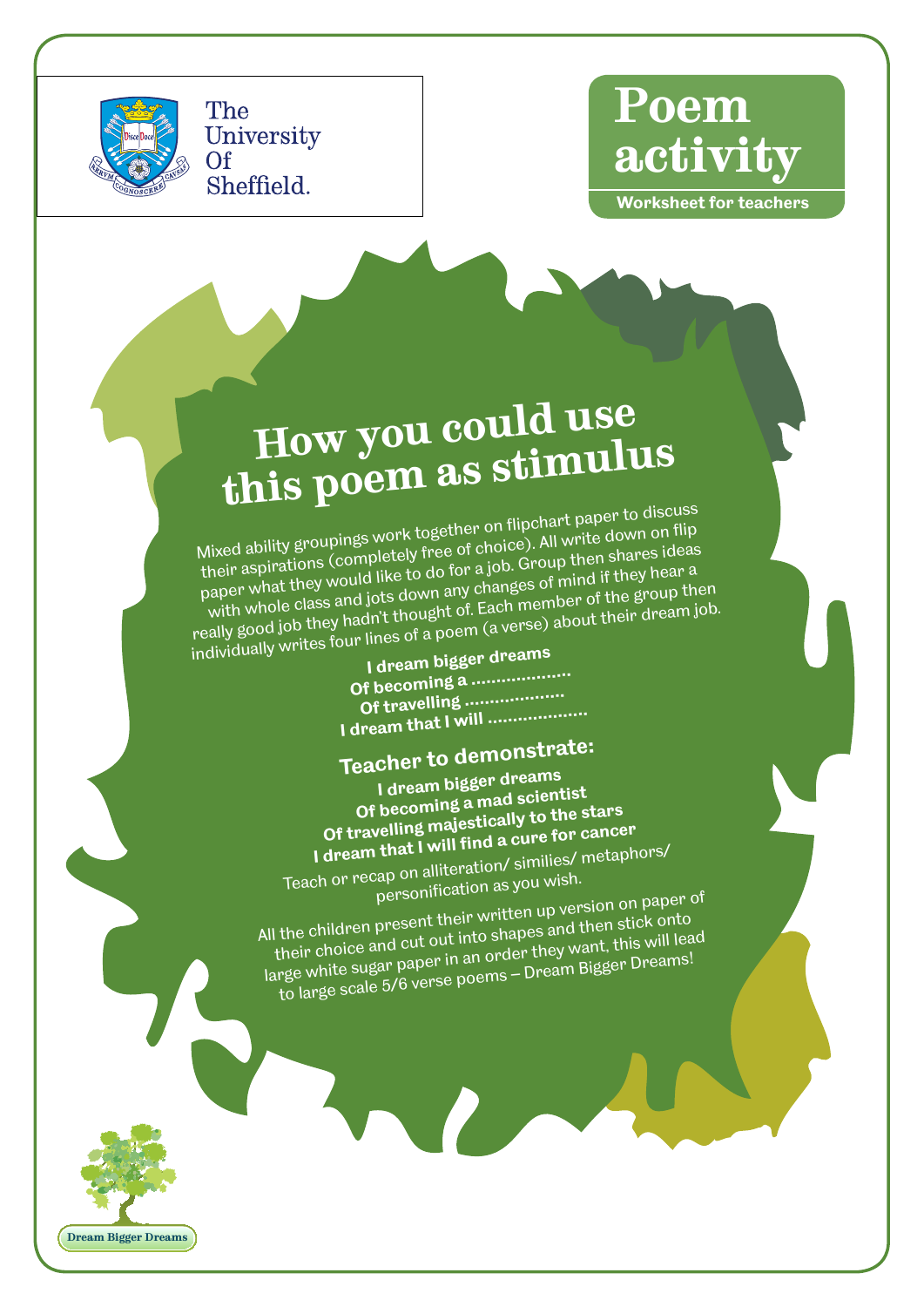The University Of Sheffield.

# Poem activity

**Worksheet for teachers**

## How you could use this poem as stimulus

Mixed ability groupings work together on flipchart paper to discuss their aspirations (completely free of choice). All write down on flip paper what they would like to do for a job. Group then shares ideas with whole class and jots down any changes of mind if they hear a really good job they hadn't thought of. Each member of the group then individually writes four lines of a poem (a verse) about their dream job.

**I dream bigger dreams**
**Of becoming a ....................**
**Of travelling ....................**
**I dream that I will ....................**

### Teacher to demonstrate:

**I dream bigger dreams**
**Of becoming a mad scientist**
**Of travelling majestically to the stars**
**I dream that I will find a cure for cancer**

Teach or recap on alliteration/ similies/ metaphors/ personification as you wish.

All the children present their written up version on paper of their choice and cut out into shapes and then stick onto large white sugar paper in an order they want, this will lead to large scale 5/6 verse poems – Dream Bigger Dreams!

Dream Bigger Dreams